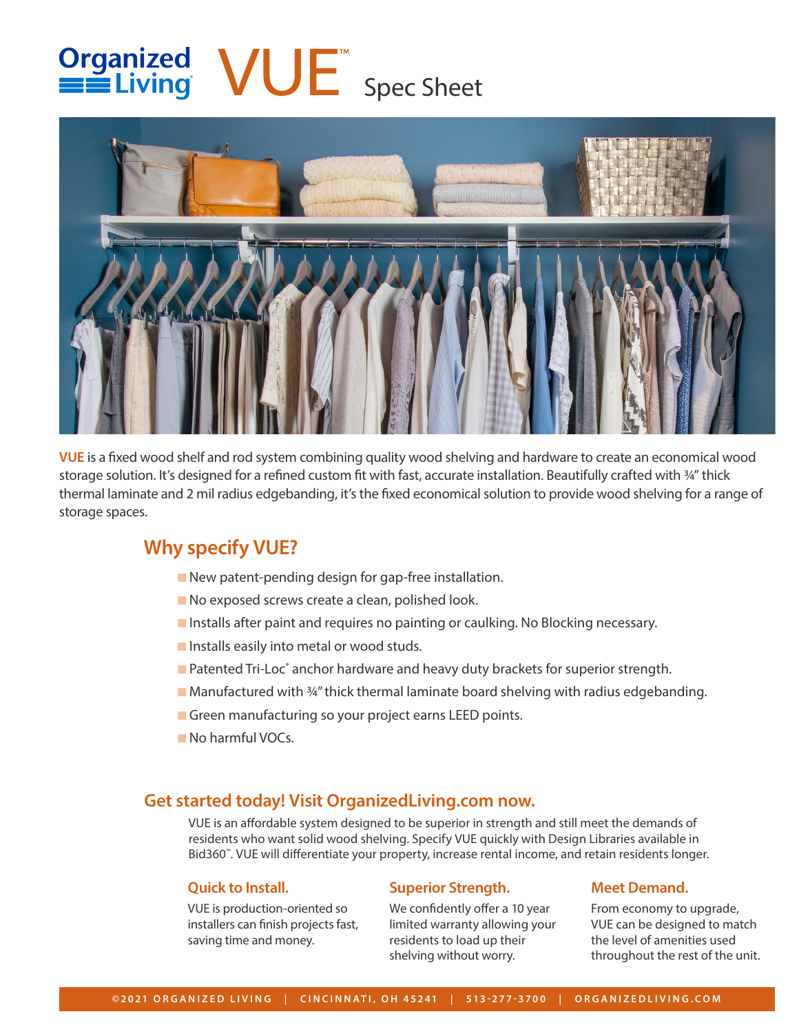# Organized Living VUE™ Spec Sheet

**VUE** is a fixed wood shelf and rod system combining quality wood shelving and hardware to create an economical wood storage solution. It's designed for a refined custom fit with fast, accurate installation. Beautifully crafted with ¾" thick thermal laminate and 2 mil radius edgebanding, it's the fixed economical solution to provide wood shelving for a range of storage spaces.

## Why specify VUE?

- New patent-pending design for gap-free installation.
- No exposed screws create a clean, polished look.
- Installs after paint and requires no painting or caulking. No Blocking necessary.
- Installs easily into metal or wood studs.
- Patented Tri-Loc® anchor hardware and heavy duty brackets for superior strength.
- Manufactured with ¾" thick thermal laminate board shelving with radius edgebanding.
- Green manufacturing so your project earns LEED points.
- No harmful VOCs.

## Get started today! Visit OrganizedLiving.com now.

VUE is an affordable system designed to be superior in strength and still meet the demands of residents who want solid wood shelving. Specify VUE quickly with Design Libraries available in Bid360™. VUE will differentiate your property, increase rental income, and retain residents longer.

### Quick to Install.

VUE is production-oriented so installers can finish projects fast, saving time and money.

### Superior Strength.

We confidently offer a 10 year limited warranty allowing your residents to load up their shelving without worry.

### Meet Demand.

From economy to upgrade, VUE can be designed to match the level of amenities used throughout the rest of the unit.

©2021 ORGANIZED LIVING | CINCINNATI, OH 45241 | 513-277-3700 | ORGANIZEDLIVING.COM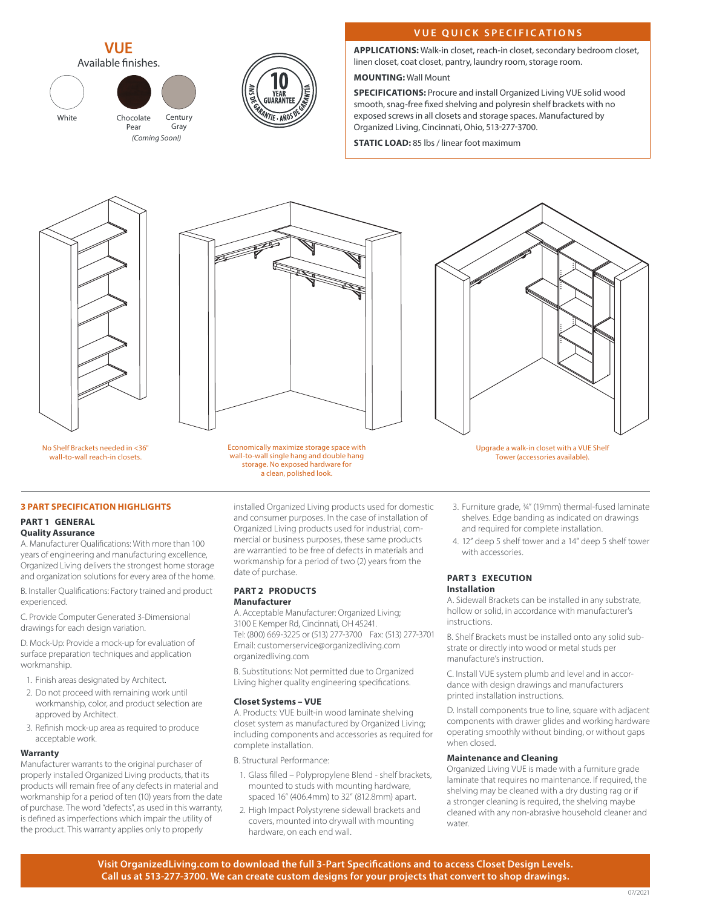# VUE

Available finishes.

White

Chocolate Pear

Century Gray

*(Coming Soon!)*

10 YEAR GUARANTEE

## VUE QUICK SPECIFICATIONS

**APPLICATIONS:** Walk-in closet, reach-in closet, secondary bedroom closet, linen closet, coat closet, pantry, laundry room, storage room.

**MOUNTING:** Wall Mount

**SPECIFICATIONS:** Procure and install Organized Living VUE solid wood smooth, snag-free fixed shelving and polyresin shelf brackets with no exposed screws in all closets and storage spaces. Manufactured by Organized Living, Cincinnati, Ohio, 513-277-3700.

**STATIC LOAD:** 85 lbs / linear foot maximum

No Shelf Brackets needed in <36" wall-to-wall reach-in closets.

Economically maximize storage space with wall-to-wall single hang and double hang storage. No exposed hardware for a clean, polished look.

Upgrade a walk-in closet with a VUE Shelf Tower (accessories available).

## 3 PART SPECIFICATION HIGHLIGHTS

### PART 1 GENERAL

**Quality Assurance**

A. Manufacturer Qualifications: With more than 100 years of engineering and manufacturing excellence, Organized Living delivers the strongest home storage and organization solutions for every area of the home.

B. Installer Qualifications: Factory trained and product experienced.

C. Provide Computer Generated 3-Dimensional drawings for each design variation.

D. Mock-Up: Provide a mock-up for evaluation of surface preparation techniques and application workmanship.

1. Finish areas designated by Architect.
2. Do not proceed with remaining work until workmanship, color, and product selection are approved by Architect.
3. Refinish mock-up area as required to produce acceptable work.

**Warranty**

Manufacturer warrants to the original purchaser of properly installed Organized Living products, that its products will remain free of any defects in material and workmanship for a period of ten (10) years from the date of purchase. The word "defects", as used in this warranty, is defined as imperfections which impair the utility of the product. This warranty applies only to properly installed Organized Living products used for domestic and consumer purposes. In the case of installation of Organized Living products used for industrial, commercial or business purposes, these same products are warrantied to be free of defects in materials and workmanship for a period of two (2) years from the date of purchase.

### PART 2 PRODUCTS

**Manufacturer**

A. Acceptable Manufacturer: Organized Living; 3100 E Kemper Rd, Cincinnati, OH 45241.
Tel: (800) 669-3225 or (513) 277-3700 Fax: (513) 277-3701
Email: customerservice@organizedliving.com
organizedliving.com

B. Substitutions: Not permitted due to Organized Living higher quality engineering specifications.

**Closet Systems – VUE**

A. Products: VUE built-in wood laminate shelving closet system as manufactured by Organized Living; including components and accessories as required for complete installation.

B. Structural Performance:

1. Glass filled – Polypropylene Blend - shelf brackets, mounted to studs with mounting hardware, spaced 16" (406.4mm) to 32" (812.8mm) apart.
2. High Impact Polystyrene sidewall brackets and covers, mounted into drywall with mounting hardware, on each end wall.
3. Furniture grade, ¾" (19mm) thermal-fused laminate shelves. Edge banding as indicated on drawings and required for complete installation.
4. 12" deep 5 shelf tower and a 14" deep 5 shelf tower with accessories.

### PART 3 EXECUTION

**Installation**

A. Sidewall Brackets can be installed in any substrate, hollow or solid, in accordance with manufacturer's instructions.

B. Shelf Brackets must be installed onto any solid substrate or directly into wood or metal studs per manufacture's instruction.

C. Install VUE system plumb and level and in accordance with design drawings and manufacturers printed installation instructions.

D. Install components true to line, square with adjacent components with drawer glides and working hardware operating smoothly without binding, or without gaps when closed.

**Maintenance and Cleaning**

Organized Living VUE is made with a furniture grade laminate that requires no maintenance. If required, the shelving may be cleaned with a dry dusting rag or if a stronger cleaning is required, the shelving maybe cleaned with any non-abrasive household cleaner and water.

**Visit OrganizedLiving.com to download the full 3-Part Specifications and to access Closet Design Levels. Call us at 513-277-3700. We can create custom designs for your projects that convert to shop drawings.**

07/2021